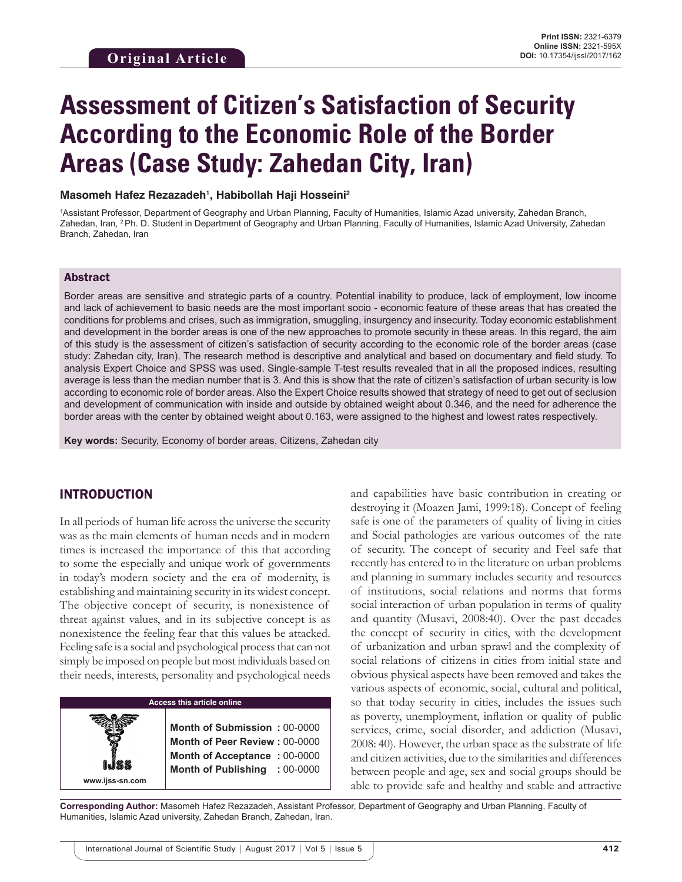Original Article

# Assessment of Citizen's Satisfaction of Security According to the Economic Role of the Border Areas (Case Study: Zahedan City, Iran)

**Masomeh Hafez Rezazadeh[1], Habibollah Haji Hosseini[2]**

[1]Assistant Professor, Department of Geography and Urban Planning, Faculty of Humanities, Islamic Azad university, Zahedan Branch, Zahedan, Iran, [2]Ph. D. Student in Department of Geography and Urban Planning, Faculty of Humanities, Islamic Azad University, Zahedan Branch, Zahedan, Iran

## Abstract

Border areas are sensitive and strategic parts of a country. Potential inability to produce, lack of employment, low income and lack of achievement to basic needs are the most important socio - economic feature of these areas that has created the conditions for problems and crises, such as immigration, smuggling, insurgency and insecurity. Today economic establishment and development in the border areas is one of the new approaches to promote security in these areas. In this regard, the aim of this study is the assessment of citizen's satisfaction of security according to the economic role of the border areas (case study: Zahedan city, Iran). The research method is descriptive and analytical and based on documentary and field study. To analysis Expert Choice and SPSS was used. Single-sample T-test results revealed that in all the proposed indices, resulting average is less than the median number that is 3. And this is show that the rate of citizen's satisfaction of urban security is low according to economic role of border areas. Also the Expert Choice results showed that strategy of need to get out of seclusion and development of communication with inside and outside by obtained weight about 0.346, and the need for adherence the border areas with the center by obtained weight about 0.163, were assigned to the highest and lowest rates respectively.

**Key words:** Security, Economy of border areas, Citizens, Zahedan city

## INTRODUCTION

In all periods of human life across the universe the security was as the main elements of human needs and in modern times is increased the importance of this that according to some the especially and unique work of governments in today's modern society and the era of modernity, is establishing and maintaining security in its widest concept. The objective concept of security, is nonexistence of threat against values, and in its subjective concept is as nonexistence the feeling fear that this values be attacked. Feeling safe is a social and psychological process that can not simply be imposed on people but most individuals based on their needs, interests, personality and psychological needs and capabilities have basic contribution in creating or destroying it (Moazen Jami, 1999:18). Concept of feeling safe is one of the parameters of quality of living in cities and Social pathologies are various outcomes of the rate of security. The concept of security and Feel safe that recently has entered to in the literature on urban problems and planning in summary includes security and resources of institutions, social relations and norms that forms social interaction of urban population in terms of quality and quantity (Musavi, 2008:40). Over the past decades the concept of security in cities, with the development of urbanization and urban sprawl and the complexity of social relations of citizens in cities from initial state and obvious physical aspects have been removed and takes the various aspects of economic, social, cultural and political, so that today security in cities, includes the issues such as poverty, unemployment, inflation or quality of public services, crime, social disorder, and addiction (Musavi, 2008: 40). However, the urban space as the substrate of life and citizen activities, due to the similarities and differences between people and age, sex and social groups should be able to provide safe and healthy and stable and attractive

| Access this article online | |
|---|---|
| www.ijss-sn.com | **Month of Submission :** 00-0000<br>**Month of Peer Review :** 00-0000<br>**Month of Acceptance :** 00-0000<br>**Month of Publishing :** 00-0000 |

**Corresponding Author:** Masomeh Hafez Rezazadeh, Assistant Professor, Department of Geography and Urban Planning, Faculty of Humanities, Islamic Azad university, Zahedan Branch, Zahedan, Iran.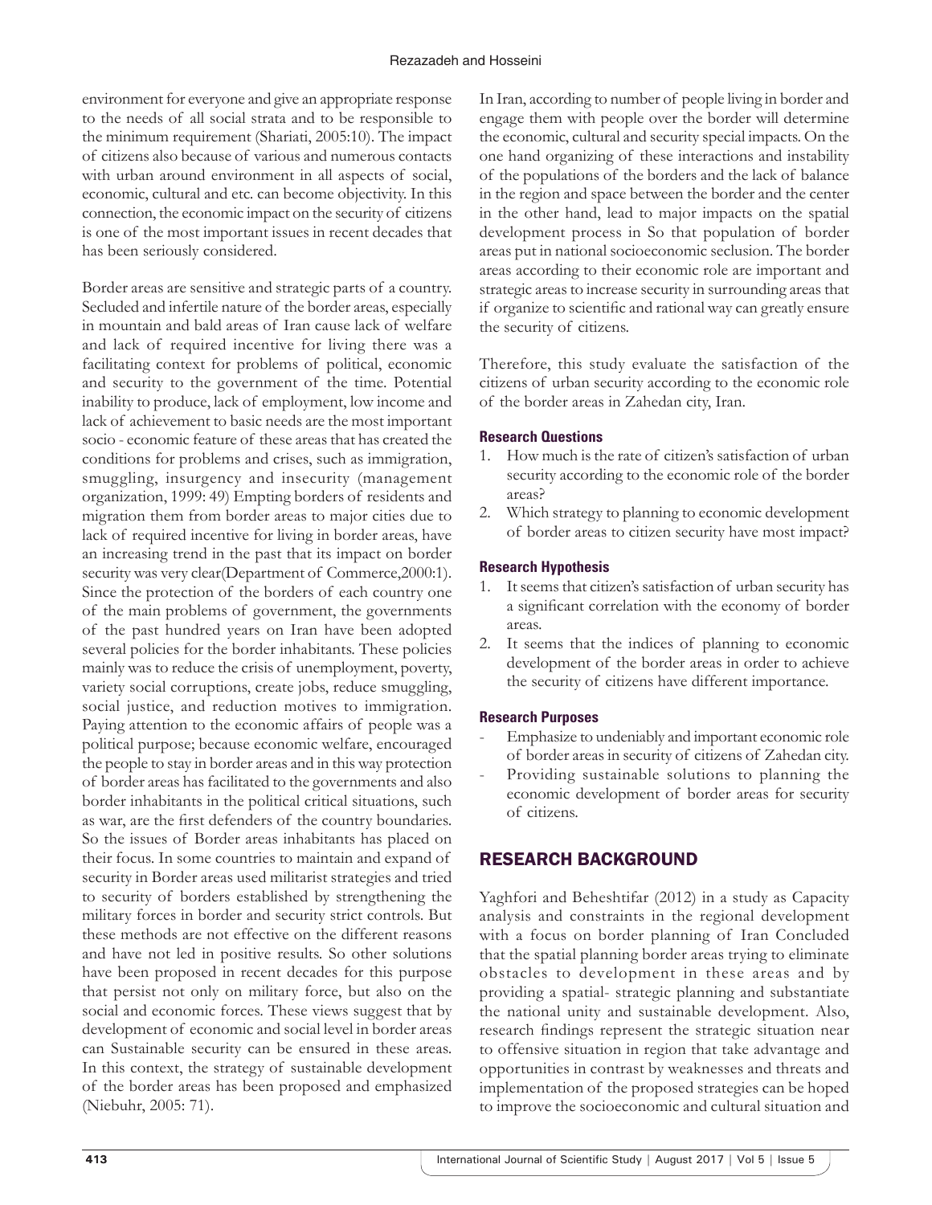environment for everyone and give an appropriate response to the needs of all social strata and to be responsible to the minimum requirement (Shariati, 2005:10). The impact of citizens also because of various and numerous contacts with urban around environment in all aspects of social, economic, cultural and etc. can become objectivity. In this connection, the economic impact on the security of citizens is one of the most important issues in recent decades that has been seriously considered.

Border areas are sensitive and strategic parts of a country. Secluded and infertile nature of the border areas, especially in mountain and bald areas of Iran cause lack of welfare and lack of required incentive for living there was a facilitating context for problems of political, economic and security to the government of the time. Potential inability to produce, lack of employment, low income and lack of achievement to basic needs are the most important socio - economic feature of these areas that has created the conditions for problems and crises, such as immigration, smuggling, insurgency and insecurity (management organization, 1999: 49) Empting borders of residents and migration them from border areas to major cities due to lack of required incentive for living in border areas, have an increasing trend in the past that its impact on border security was very clear(Department of Commerce,2000:1). Since the protection of the borders of each country one of the main problems of government, the governments of the past hundred years on Iran have been adopted several policies for the border inhabitants. These policies mainly was to reduce the crisis of unemployment, poverty, variety social corruptions, create jobs, reduce smuggling, social justice, and reduction motives to immigration. Paying attention to the economic affairs of people was a political purpose; because economic welfare, encouraged the people to stay in border areas and in this way protection of border areas has facilitated to the governments and also border inhabitants in the political critical situations, such as war, are the first defenders of the country boundaries. So the issues of Border areas inhabitants has placed on their focus. In some countries to maintain and expand of security in Border areas used militarist strategies and tried to security of borders established by strengthening the military forces in border and security strict controls. But these methods are not effective on the different reasons and have not led in positive results. So other solutions have been proposed in recent decades for this purpose that persist not only on military force, but also on the social and economic forces. These views suggest that by development of economic and social level in border areas can Sustainable security can be ensured in these areas. In this context, the strategy of sustainable development of the border areas has been proposed and emphasized (Niebuhr, 2005: 71).

In Iran, according to number of people living in border and engage them with people over the border will determine the economic, cultural and security special impacts. On the one hand organizing of these interactions and instability of the populations of the borders and the lack of balance in the region and space between the border and the center in the other hand, lead to major impacts on the spatial development process in So that population of border areas put in national socioeconomic seclusion. The border areas according to their economic role are important and strategic areas to increase security in surrounding areas that if organize to scientific and rational way can greatly ensure the security of citizens.

Therefore, this study evaluate the satisfaction of the citizens of urban security according to the economic role of the border areas in Zahedan city, Iran.

### Research Questions

1. How much is the rate of citizen's satisfaction of urban security according to the economic role of the border areas?
2. Which strategy to planning to economic development of border areas to citizen security have most impact?

### Research Hypothesis

1. It seems that citizen's satisfaction of urban security has a significant correlation with the economy of border areas.
2. It seems that the indices of planning to economic development of the border areas in order to achieve the security of citizens have different importance.

### Research Purposes

- Emphasize to undeniably and important economic role of border areas in security of citizens of Zahedan city.
- Providing sustainable solutions to planning the economic development of border areas for security of citizens.

## RESEARCH BACKGROUND

Yaghfori and Beheshtifar (2012) in a study as Capacity analysis and constraints in the regional development with a focus on border planning of Iran Concluded that the spatial planning border areas trying to eliminate obstacles to development in these areas and by providing a spatial- strategic planning and substantiate the national unity and sustainable development. Also, research findings represent the strategic situation near to offensive situation in region that take advantage and opportunities in contrast by weaknesses and threats and implementation of the proposed strategies can be hoped to improve the socioeconomic and cultural situation and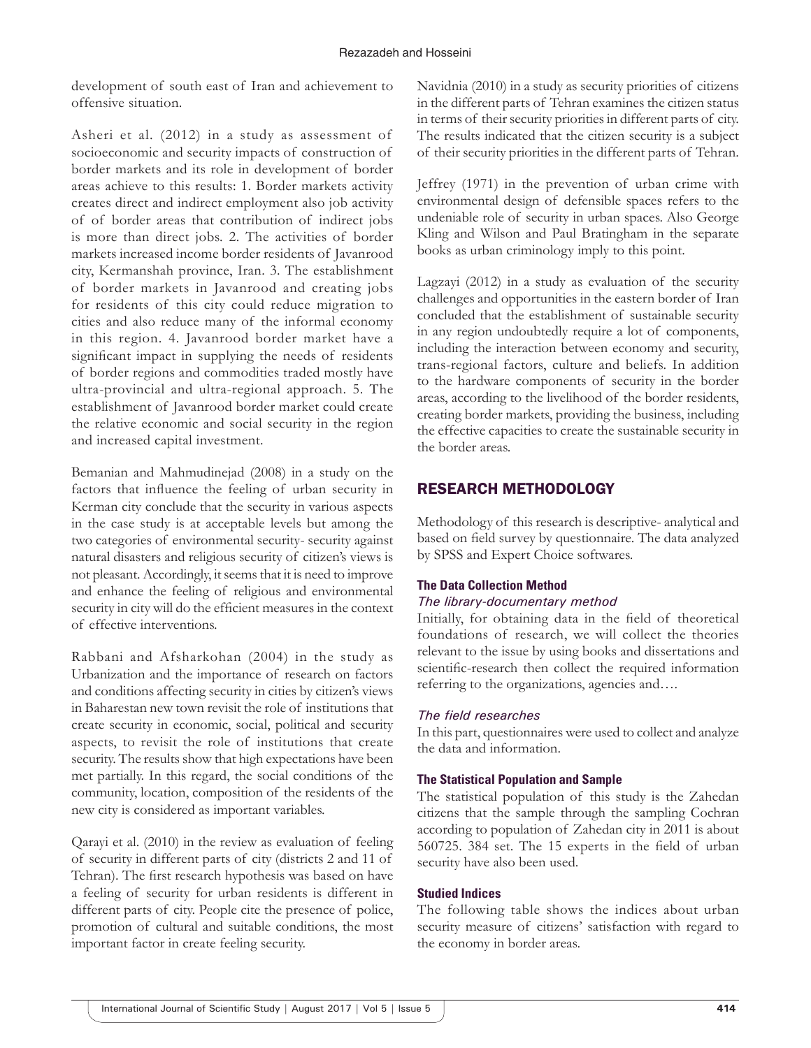development of south east of Iran and achievement to offensive situation.

Asheri et al. (2012) in a study as assessment of socioeconomic and security impacts of construction of border markets and its role in development of border areas achieve to this results: 1. Border markets activity creates direct and indirect employment also job activity of of border areas that contribution of indirect jobs is more than direct jobs. 2. The activities of border markets increased income border residents of Javanrood city, Kermanshah province, Iran. 3. The establishment of border markets in Javanrood and creating jobs for residents of this city could reduce migration to cities and also reduce many of the informal economy in this region. 4. Javanrood border market have a significant impact in supplying the needs of residents of border regions and commodities traded mostly have ultra-provincial and ultra-regional approach. 5. The establishment of Javanrood border market could create the relative economic and social security in the region and increased capital investment.

Bemanian and Mahmudinejad (2008) in a study on the factors that influence the feeling of urban security in Kerman city conclude that the security in various aspects in the case study is at acceptable levels but among the two categories of environmental security- security against natural disasters and religious security of citizen's views is not pleasant. Accordingly, it seems that it is need to improve and enhance the feeling of religious and environmental security in city will do the efficient measures in the context of effective interventions.

Rabbani and Afsharkohan (2004) in the study as Urbanization and the importance of research on factors and conditions affecting security in cities by citizen's views in Baharestan new town revisit the role of institutions that create security in economic, social, political and security aspects, to revisit the role of institutions that create security. The results show that high expectations have been met partially. In this regard, the social conditions of the community, location, composition of the residents of the new city is considered as important variables.

Qarayi et al. (2010) in the review as evaluation of feeling of security in different parts of city (districts 2 and 11 of Tehran). The first research hypothesis was based on have a feeling of security for urban residents is different in different parts of city. People cite the presence of police, promotion of cultural and suitable conditions, the most important factor in create feeling security.

Navidnia (2010) in a study as security priorities of citizens in the different parts of Tehran examines the citizen status in terms of their security priorities in different parts of city. The results indicated that the citizen security is a subject of their security priorities in the different parts of Tehran.

Jeffrey (1971) in the prevention of urban crime with environmental design of defensible spaces refers to the undeniable role of security in urban spaces. Also George Kling and Wilson and Paul Bratingham in the separate books as urban criminology imply to this point.

Lagzayi (2012) in a study as evaluation of the security challenges and opportunities in the eastern border of Iran concluded that the establishment of sustainable security in any region undoubtedly require a lot of components, including the interaction between economy and security, trans-regional factors, culture and beliefs. In addition to the hardware components of security in the border areas, according to the livelihood of the border residents, creating border markets, providing the business, including the effective capacities to create the sustainable security in the border areas.

## RESEARCH METHODOLOGY

Methodology of this research is descriptive- analytical and based on field survey by questionnaire. The data analyzed by SPSS and Expert Choice softwares.

### The Data Collection Method

#### *The library-documentary method*

Initially, for obtaining data in the field of theoretical foundations of research, we will collect the theories relevant to the issue by using books and dissertations and scientific-research then collect the required information referring to the organizations, agencies and….

#### *The field researches*

In this part, questionnaires were used to collect and analyze the data and information.

### The Statistical Population and Sample

The statistical population of this study is the Zahedan citizens that the sample through the sampling Cochran according to population of Zahedan city in 2011 is about 560725. 384 set. The 15 experts in the field of urban security have also been used.

### Studied Indices

The following table shows the indices about urban security measure of citizens' satisfaction with regard to the economy in border areas.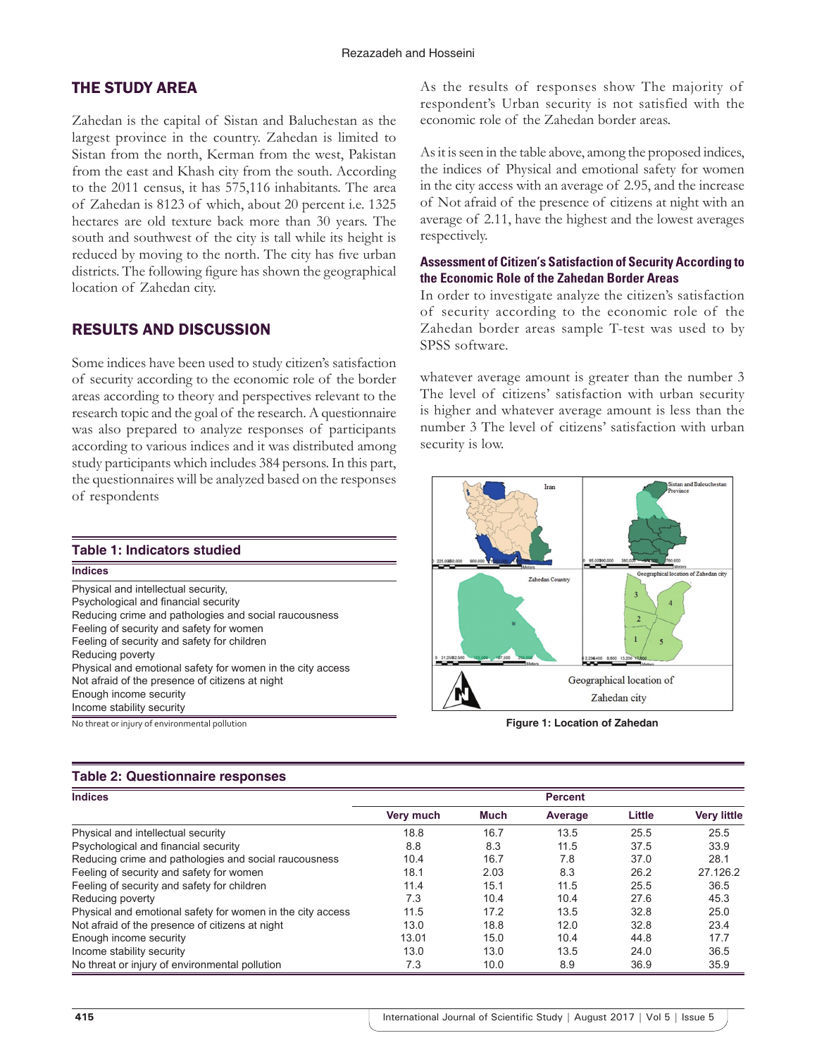## THE STUDY AREA

Zahedan is the capital of Sistan and Baluchestan as the largest province in the country. Zahedan is limited to Sistan from the north, Kerman from the west, Pakistan from the east and Khash city from the south. According to the 2011 census, it has 575,116 inhabitants. The area of Zahedan is 8123 of which, about 20 percent i.e. 1325 hectares are old texture back more than 30 years. The south and southwest of the city is tall while its height is reduced by moving to the north. The city has five urban districts. The following figure has shown the geographical location of Zahedan city.

## RESULTS AND DISCUSSION

Some indices have been used to study citizen's satisfaction of security according to the economic role of the border areas according to theory and perspectives relevant to the research topic and the goal of the research. A questionnaire was also prepared to analyze responses of participants according to various indices and it was distributed among study participants which includes 384 persons. In this part, the questionnaires will be analyzed based on the responses of respondents

**Table 1: Indicators studied**

| Indices |
|---|
| Physical and intellectual security, |
| Psychological and financial security |
| Reducing crime and pathologies and social raucousness |
| Feeling of security and safety for women |
| Feeling of security and safety for children |
| Reducing poverty |
| Physical and emotional safety for women in the city access |
| Not afraid of the presence of citizens at night |
| Enough income security |
| Income stability security |
| No threat or injury of environmental pollution |

As the results of responses show The majority of respondent's Urban security is not satisfied with the economic role of the Zahedan border areas.

As it is seen in the table above, among the proposed indices, the indices of Physical and emotional safety for women in the city access with an average of 2.95, and the increase of Not afraid of the presence of citizens at night with an average of 2.11, have the highest and the lowest averages respectively.

### Assessment of Citizen's Satisfaction of Security According to the Economic Role of the Zahedan Border Areas

In order to investigate analyze the citizen's satisfaction of security according to the economic role of the Zahedan border areas sample T-test was used to by SPSS software.

whatever average amount is greater than the number 3 The level of citizens' satisfaction with urban security is higher and whatever average amount is less than the number 3 The level of citizens' satisfaction with urban security is low.

Figure 1: Location of Zahedan

**Table 2: Questionnaire responses**

| Indices | Percent | | | | |
|---|---|---|---|---|---|
| | Very much | Much | Average | Little | Very little |
| Physical and intellectual security | 18.8 | 16.7 | 13.5 | 25.5 | 25.5 |
| Psychological and financial security | 8.8 | 8.3 | 11.5 | 37.5 | 33.9 |
| Reducing crime and pathologies and social raucousness | 10.4 | 16.7 | 7.8 | 37.0 | 28.1 |
| Feeling of security and safety for women | 18.1 | 2.03 | 8.3 | 26.2 | 27.126.2 |
| Feeling of security and safety for children | 11.4 | 15.1 | 11.5 | 25.5 | 36.5 |
| Reducing poverty | 7.3 | 10.4 | 10.4 | 27.6 | 45.3 |
| Physical and emotional safety for women in the city access | 11.5 | 17.2 | 13.5 | 32.8 | 25.0 |
| Not afraid of the presence of citizens at night | 13.0 | 18.8 | 12.0 | 32.8 | 23.4 |
| Enough income security | 13.01 | 15.0 | 10.4 | 44.8 | 17.7 |
| Income stability security | 13.0 | 13.0 | 13.5 | 24.0 | 36.5 |
| No threat or injury of environmental pollution | 7.3 | 10.0 | 8.9 | 36.9 | 35.9 |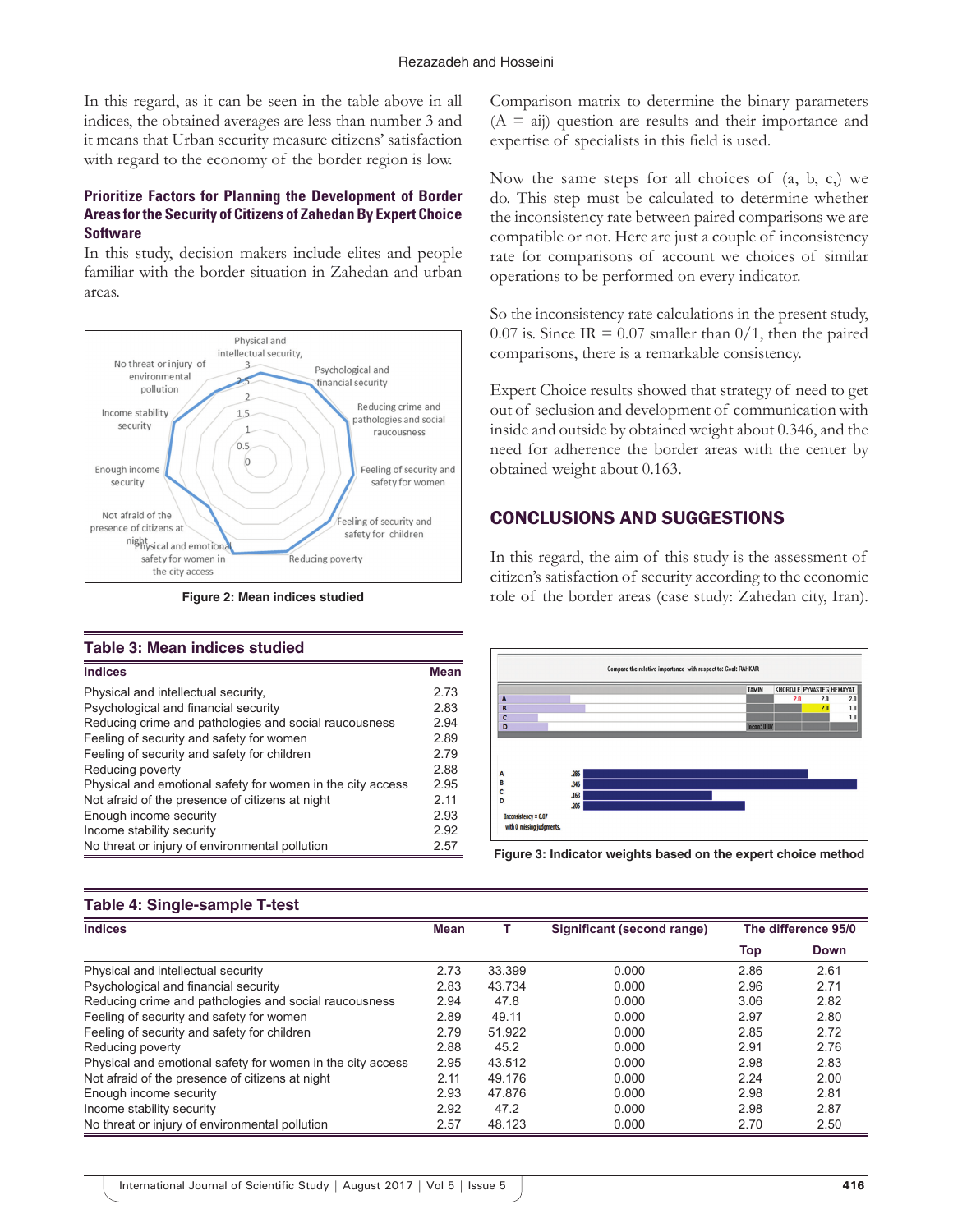In this regard, as it can be seen in the table above in all indices, the obtained averages are less than number 3 and it means that Urban security measure citizens' satisfaction with regard to the economy of the border region is low.

### Prioritize Factors for Planning the Development of Border Areas for the Security of Citizens of Zahedan By Expert Choice Software

In this study, decision makers include elites and people familiar with the border situation in Zahedan and urban areas.

Figure 2: Mean indices studied

**Table 3: Mean indices studied**

| Indices | Mean |
|---|---|
| Physical and intellectual security, | 2.73 |
| Psychological and financial security | 2.83 |
| Reducing crime and pathologies and social raucousness | 2.94 |
| Feeling of security and safety for women | 2.89 |
| Feeling of security and safety for children | 2.79 |
| Reducing poverty | 2.88 |
| Physical and emotional safety for women in the city access | 2.95 |
| Not afraid of the presence of citizens at night | 2.11 |
| Enough income security | 2.93 |
| Income stability security | 2.92 |
| No threat or injury of environmental pollution | 2.57 |

Comparison matrix to determine the binary parameters (A = aij) question are results and their importance and expertise of specialists in this field is used.

Now the same steps for all choices of (a, b, c,) we do. This step must be calculated to determine whether the inconsistency rate between paired comparisons we are compatible or not. Here are just a couple of inconsistency rate for comparisons of account we choices of similar operations to be performed on every indicator.

So the inconsistency rate calculations in the present study, 0.07 is. Since IR = 0.07 smaller than 0/1, then the paired comparisons, there is a remarkable consistency.

Expert Choice results showed that strategy of need to get out of seclusion and development of communication with inside and outside by obtained weight about 0.346, and the need for adherence the border areas with the center by obtained weight about 0.163.

## CONCLUSIONS AND SUGGESTIONS

In this regard, the aim of this study is the assessment of citizen's satisfaction of security according to the economic role of the border areas (case study: Zahedan city, Iran).

Figure 3: Indicator weights based on the expert choice method

**Table 4: Single-sample T-test**

| Indices | Mean | T | Significant (second range) | The difference 95/0 | |
|---|---|---|---|---|---|
| | | | | Top | Down |
| Physical and intellectual security | 2.73 | 33.399 | 0.000 | 2.86 | 2.61 |
| Psychological and financial security | 2.83 | 43.734 | 0.000 | 2.96 | 2.71 |
| Reducing crime and pathologies and social raucousness | 2.94 | 47.8 | 0.000 | 3.06 | 2.82 |
| Feeling of security and safety for women | 2.89 | 49.11 | 0.000 | 2.97 | 2.80 |
| Feeling of security and safety for children | 2.79 | 51.922 | 0.000 | 2.85 | 2.72 |
| Reducing poverty | 2.88 | 45.2 | 0.000 | 2.91 | 2.76 |
| Physical and emotional safety for women in the city access | 2.95 | 43.512 | 0.000 | 2.98 | 2.83 |
| Not afraid of the presence of citizens at night | 2.11 | 49.176 | 0.000 | 2.24 | 2.00 |
| Enough income security | 2.93 | 47.876 | 0.000 | 2.98 | 2.81 |
| Income stability security | 2.92 | 47.2 | 0.000 | 2.98 | 2.87 |
| No threat or injury of environmental pollution | 2.57 | 48.123 | 0.000 | 2.70 | 2.50 |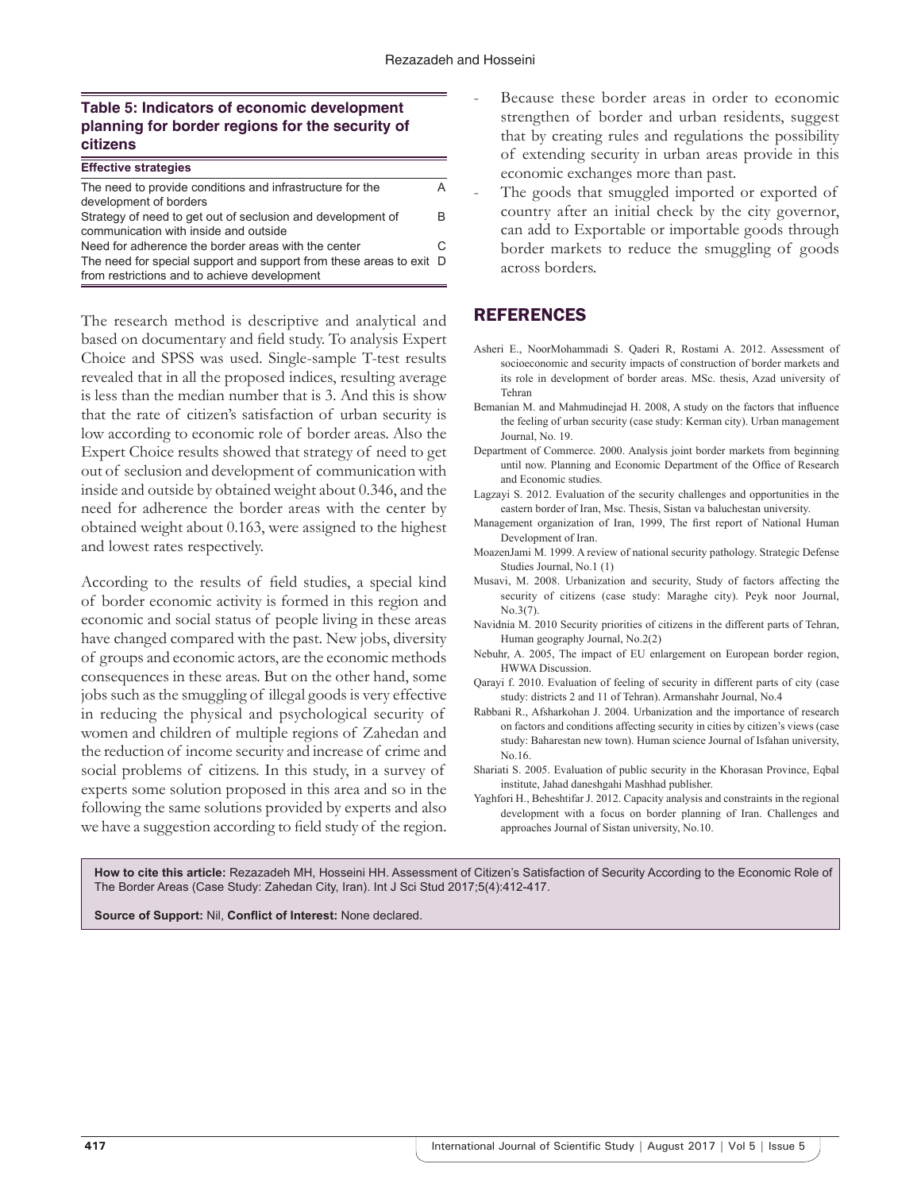**Table 5: Indicators of economic development planning for border regions for the security of citizens**

| Effective strategies | |
|---|---|
| The need to provide conditions and infrastructure for the development of borders | A |
| Strategy of need to get out of seclusion and development of communication with inside and outside | B |
| Need for adherence the border areas with the center | C |
| The need for special support and support from these areas to exit from restrictions and to achieve development | D |

The research method is descriptive and analytical and based on documentary and field study. To analysis Expert Choice and SPSS was used. Single-sample T-test results revealed that in all the proposed indices, resulting average is less than the median number that is 3. And this is show that the rate of citizen's satisfaction of urban security is low according to economic role of border areas. Also the Expert Choice results showed that strategy of need to get out of seclusion and development of communication with inside and outside by obtained weight about 0.346, and the need for adherence the border areas with the center by obtained weight about 0.163, were assigned to the highest and lowest rates respectively.

According to the results of field studies, a special kind of border economic activity is formed in this region and economic and social status of people living in these areas have changed compared with the past. New jobs, diversity of groups and economic actors, are the economic methods consequences in these areas. But on the other hand, some jobs such as the smuggling of illegal goods is very effective in reducing the physical and psychological security of women and children of multiple regions of Zahedan and the reduction of income security and increase of crime and social problems of citizens. In this study, in a survey of experts some solution proposed in this area and so in the following the same solutions provided by experts and also we have a suggestion according to field study of the region.

- Because these border areas in order to economic strengthen of border and urban residents, suggest that by creating rules and regulations the possibility of extending security in urban areas provide in this economic exchanges more than past.
- The goods that smuggled imported or exported of country after an initial check by the city governor, can add to Exportable or importable goods through border markets to reduce the smuggling of goods across borders.

## REFERENCES

Asheri E., NoorMohammadi S. Qaderi R, Rostami A. 2012. Assessment of socioeconomic and security impacts of construction of border markets and its role in development of border areas. MSc. thesis, Azad university of Tehran

Bemanian M. and Mahmudinejad H. 2008, A study on the factors that influence the feeling of urban security (case study: Kerman city). Urban management Journal, No. 19.

Department of Commerce. 2000. Analysis joint border markets from beginning until now. Planning and Economic Department of the Office of Research and Economic studies.

Lagzayi S. 2012. Evaluation of the security challenges and opportunities in the eastern border of Iran, Msc. Thesis, Sistan va baluchestan university.

Management organization of Iran, 1999, The first report of National Human Development of Iran.

MoazenJami M. 1999. A review of national security pathology. Strategic Defense Studies Journal, No.1 (1)

Musavi, M. 2008. Urbanization and security, Study of factors affecting the security of citizens (case study: Maraghe city). Peyk noor Journal, No.3(7).

Navidnia M. 2010 Security priorities of citizens in the different parts of Tehran, Human geography Journal, No.2(2)

Nebuhr, A. 2005, The impact of EU enlargement on European border region, HWWA Discussion.

Qarayi f. 2010. Evaluation of feeling of security in different parts of city (case study: districts 2 and 11 of Tehran). Armanshahr Journal, No.4

Rabbani R., Afsharkohan J. 2004. Urbanization and the importance of research on factors and conditions affecting security in cities by citizen's views (case study: Baharestan new town). Human science Journal of Isfahan university, No.16.

Shariati S. 2005. Evaluation of public security in the Khorasan Province, Eqbal institute, Jahad daneshgahi Mashhad publisher.

Yaghfori H., Beheshtifar J. 2012. Capacity analysis and constraints in the regional development with a focus on border planning of Iran. Challenges and approaches Journal of Sistan university, No.10.

**How to cite this article:** Rezazadeh MH, Hosseini HH. Assessment of Citizen's Satisfaction of Security According to the Economic Role of The Border Areas (Case Study: Zahedan City, Iran). Int J Sci Stud 2017;5(4):412-417.

**Source of Support:** Nil, **Conflict of Interest:** None declared.